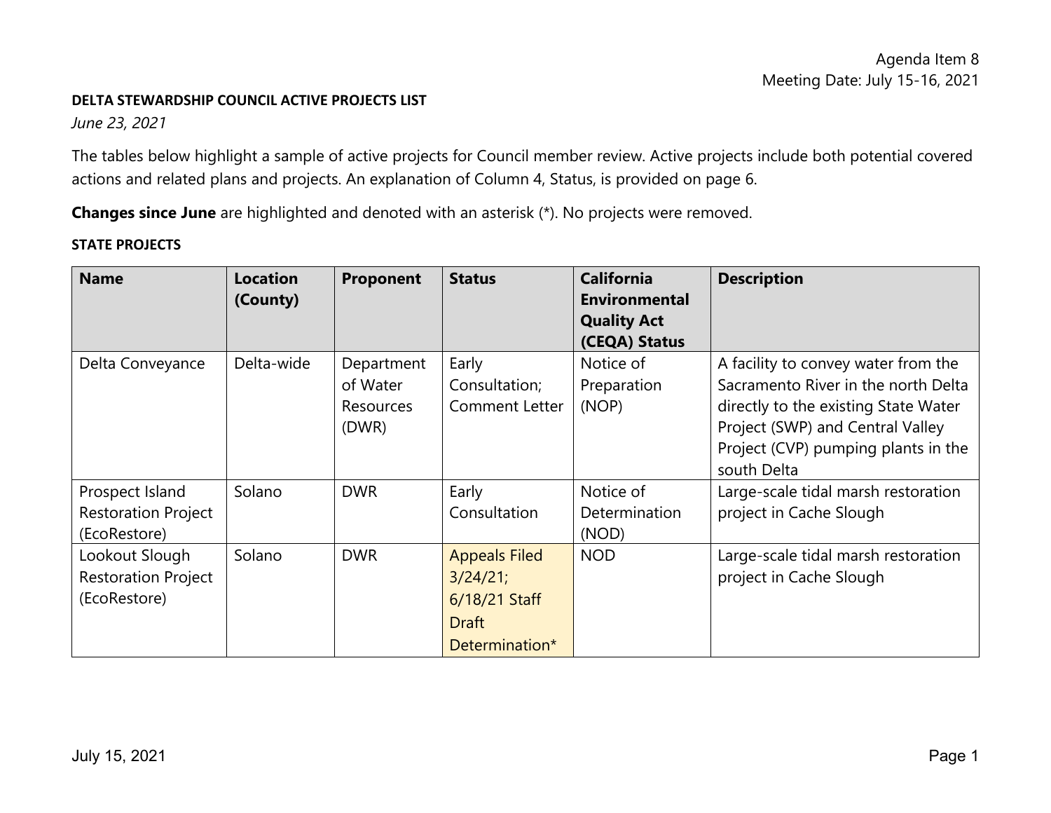Agenda Item 8
Meeting Date: July 15-16, 2021

**DELTA STEWARDSHIP COUNCIL ACTIVE PROJECTS LIST**

*June 23, 2021*

The tables below highlight a sample of active projects for Council member review. Active projects include both potential covered actions and related plans and projects. An explanation of Column 4, Status, is provided on page 6.

**Changes since June** are highlighted and denoted with an asterisk (*). No projects were removed.

**STATE PROJECTS**

| Name | Location (County) | Proponent | Status | California Environmental Quality Act (CEQA) Status | Description |
|---|---|---|---|---|---|
| Delta Conveyance | Delta-wide | Department of Water Resources (DWR) | Early Consultation; Comment Letter | Notice of Preparation (NOP) | A facility to convey water from the Sacramento River in the north Delta directly to the existing State Water Project (SWP) and Central Valley Project (CVP) pumping plants in the south Delta |
| Prospect Island Restoration Project (EcoRestore) | Solano | DWR | Early Consultation | Notice of Determination (NOD) | Large-scale tidal marsh restoration project in Cache Slough |
| Lookout Slough Restoration Project (EcoRestore) | Solano | DWR | Appeals Filed 3/24/21; 6/18/21 Staff Draft Determination* | NOD | Large-scale tidal marsh restoration project in Cache Slough |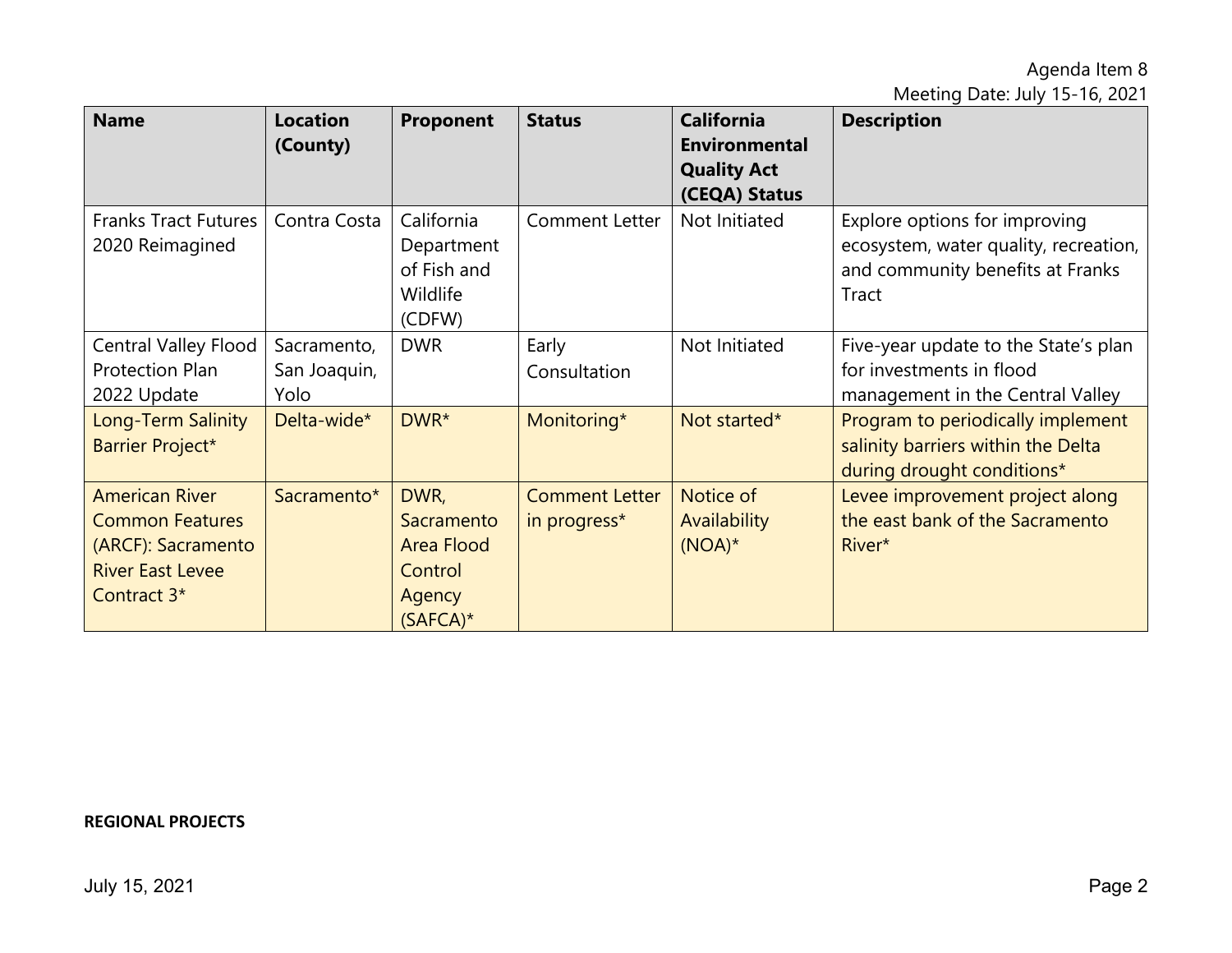| Name | Location (County) | Proponent | Status | California Environmental Quality Act (CEQA) Status | Description |
| --- | --- | --- | --- | --- | --- |
| Franks Tract Futures 2020 Reimagined | Contra Costa | California Department of Fish and Wildlife (CDFW) | Comment Letter | Not Initiated | Explore options for improving ecosystem, water quality, recreation, and community benefits at Franks Tract |
| Central Valley Flood Protection Plan 2022 Update | Sacramento, San Joaquin, Yolo | DWR | Early Consultation | Not Initiated | Five-year update to the State's plan for investments in flood management in the Central Valley |
| Long-Term Salinity Barrier Project* | Delta-wide* | DWR* | Monitoring* | Not started* | Program to periodically implement salinity barriers within the Delta during drought conditions* |
| American River Common Features (ARCF): Sacramento River East Levee Contract 3* | Sacramento* | DWR, Sacramento Area Flood Control Agency (SAFCA)* | Comment Letter in progress* | Notice of Availability (NOA)* | Levee improvement project along the east bank of the Sacramento River* |

**REGIONAL PROJECTS**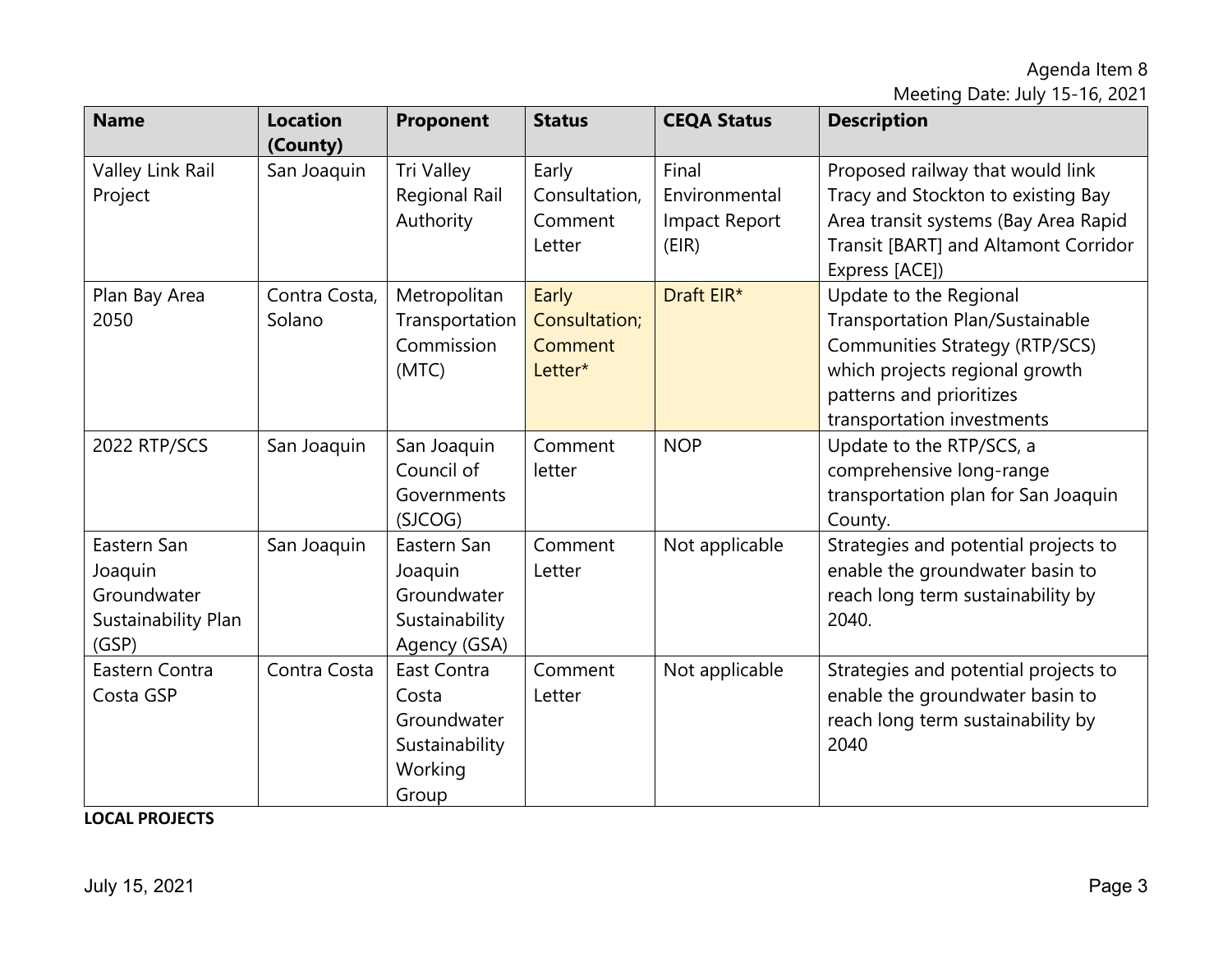| Name | Location (County) | Proponent | Status | CEQA Status | Description |
| --- | --- | --- | --- | --- | --- |
| Valley Link Rail Project | San Joaquin | Tri Valley Regional Rail Authority | Early Consultation, Comment Letter | Final Environmental Impact Report (EIR) | Proposed railway that would link Tracy and Stockton to existing Bay Area transit systems (Bay Area Rapid Transit [BART] and Altamont Corridor Express [ACE]) |
| Plan Bay Area 2050 | Contra Costa, Solano | Metropolitan Transportation Commission (MTC) | Early Consultation; Comment Letter* | Draft EIR* | Update to the Regional Transportation Plan/Sustainable Communities Strategy (RTP/SCS) which projects regional growth patterns and prioritizes transportation investments |
| 2022 RTP/SCS | San Joaquin | San Joaquin Council of Governments (SJCOG) | Comment letter | NOP | Update to the RTP/SCS, a comprehensive long-range transportation plan for San Joaquin County. |
| Eastern San Joaquin Groundwater Sustainability Plan (GSP) | San Joaquin | Eastern San Joaquin Groundwater Sustainability Agency (GSA) | Comment Letter | Not applicable | Strategies and potential projects to enable the groundwater basin to reach long term sustainability by 2040. |
| Eastern Contra Costa GSP | Contra Costa | East Contra Costa Groundwater Sustainability Working Group | Comment Letter | Not applicable | Strategies and potential projects to enable the groundwater basin to reach long term sustainability by 2040 |

**LOCAL PROJECTS**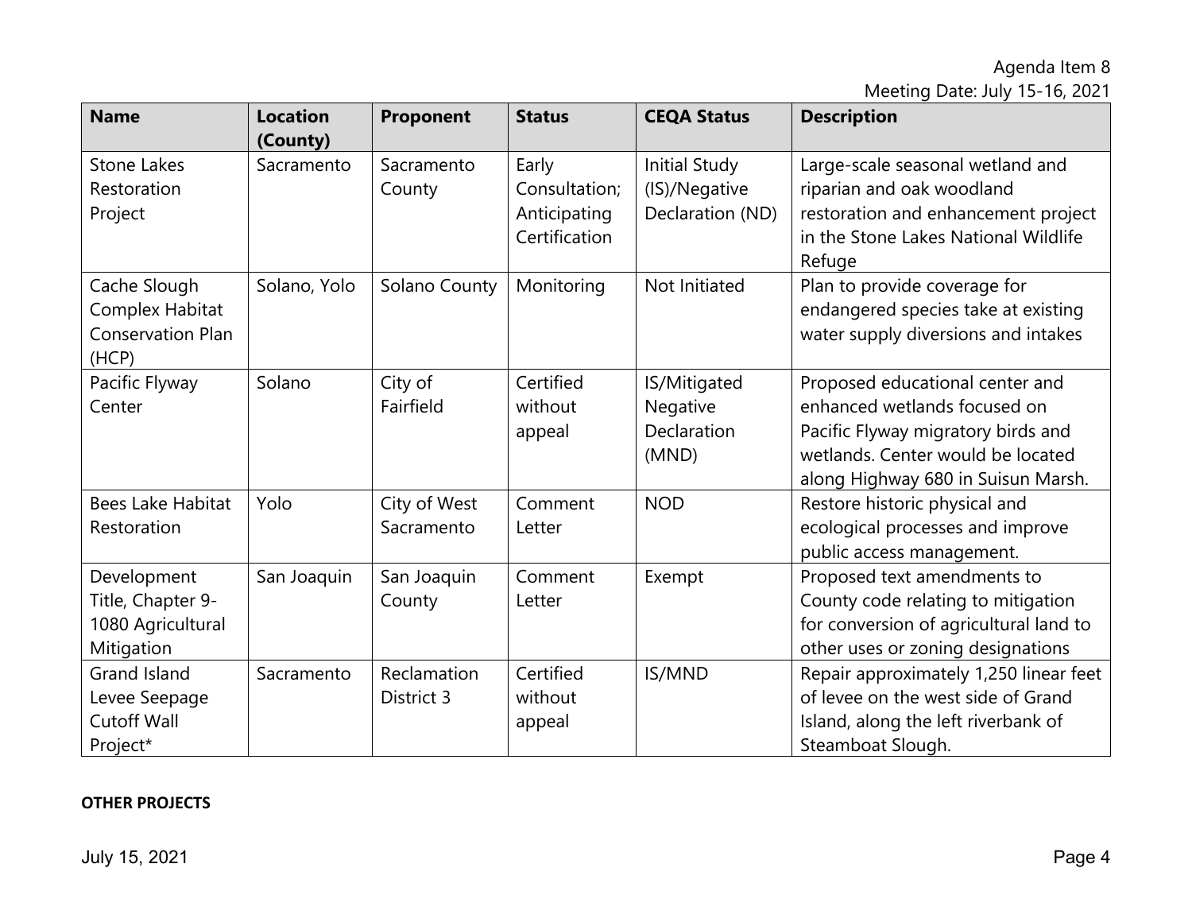| Name | Location (County) | Proponent | Status | CEQA Status | Description |
|---|---|---|---|---|---|
| Stone Lakes Restoration Project | Sacramento | Sacramento County | Early Consultation; Anticipating Certification | Initial Study (IS)/Negative Declaration (ND) | Large-scale seasonal wetland and riparian and oak woodland restoration and enhancement project in the Stone Lakes National Wildlife Refuge |
| Cache Slough Complex Habitat Conservation Plan (HCP) | Solano, Yolo | Solano County | Monitoring | Not Initiated | Plan to provide coverage for endangered species take at existing water supply diversions and intakes |
| Pacific Flyway Center | Solano | City of Fairfield | Certified without appeal | IS/Mitigated Negative Declaration (MND) | Proposed educational center and enhanced wetlands focused on Pacific Flyway migratory birds and wetlands. Center would be located along Highway 680 in Suisun Marsh. |
| Bees Lake Habitat Restoration | Yolo | City of West Sacramento | Comment Letter | NOD | Restore historic physical and ecological processes and improve public access management. |
| Development Title, Chapter 9-1080 Agricultural Mitigation | San Joaquin | San Joaquin County | Comment Letter | Exempt | Proposed text amendments to County code relating to mitigation for conversion of agricultural land to other uses or zoning designations |
| Grand Island Levee Seepage Cutoff Wall Project* | Sacramento | Reclamation District 3 | Certified without appeal | IS/MND | Repair approximately 1,250 linear feet of levee on the west side of Grand Island, along the left riverbank of Steamboat Slough. |

**OTHER PROJECTS**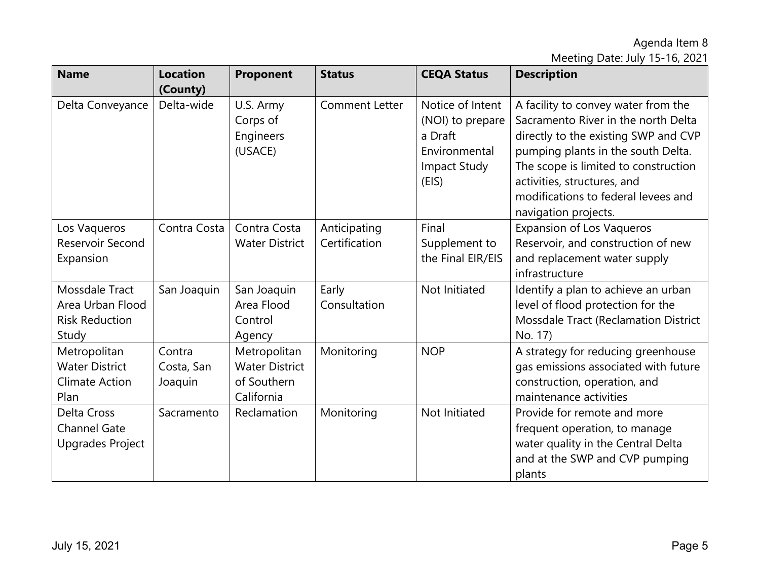| Name | Location (County) | Proponent | Status | CEQA Status | Description |
|---|---|---|---|---|---|
| Delta Conveyance | Delta-wide | U.S. Army Corps of Engineers (USACE) | Comment Letter | Notice of Intent (NOI) to prepare a Draft Environmental Impact Study (EIS) | A facility to convey water from the Sacramento River in the north Delta directly to the existing SWP and CVP pumping plants in the south Delta. The scope is limited to construction activities, structures, and modifications to federal levees and navigation projects. |
| Los Vaqueros Reservoir Second Expansion | Contra Costa | Contra Costa Water District | Anticipating Certification | Final Supplement to the Final EIR/EIS | Expansion of Los Vaqueros Reservoir, and construction of new and replacement water supply infrastructure |
| Mossdale Tract Area Urban Flood Risk Reduction Study | San Joaquin | San Joaquin Area Flood Control Agency | Early Consultation | Not Initiated | Identify a plan to achieve an urban level of flood protection for the Mossdale Tract (Reclamation District No. 17) |
| Metropolitan Water District Climate Action Plan | Contra Costa, San Joaquin | Metropolitan Water District of Southern California | Monitoring | NOP | A strategy for reducing greenhouse gas emissions associated with future construction, operation, and maintenance activities |
| Delta Cross Channel Gate Upgrades Project | Sacramento | Reclamation | Monitoring | Not Initiated | Provide for remote and more frequent operation, to manage water quality in the Central Delta and at the SWP and CVP pumping plants |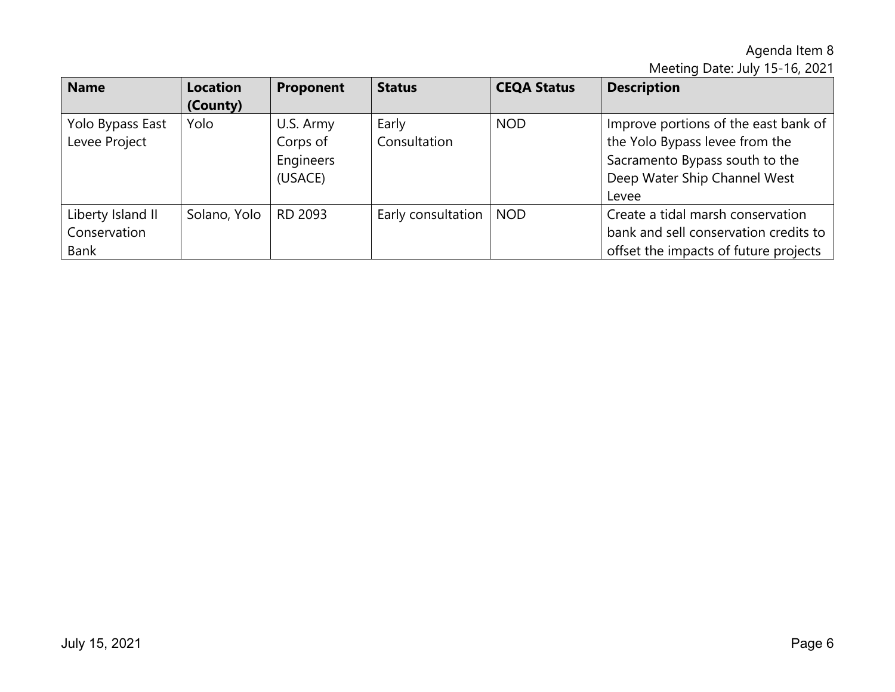| Name | Location (County) | Proponent | Status | CEQA Status | Description |
|---|---|---|---|---|---|
| Yolo Bypass East Levee Project | Yolo | U.S. Army Corps of Engineers (USACE) | Early Consultation | NOD | Improve portions of the east bank of the Yolo Bypass levee from the Sacramento Bypass south to the Deep Water Ship Channel West Levee |
| Liberty Island II Conservation Bank | Solano, Yolo | RD 2093 | Early consultation | NOD | Create a tidal marsh conservation bank and sell conservation credits to offset the impacts of future projects |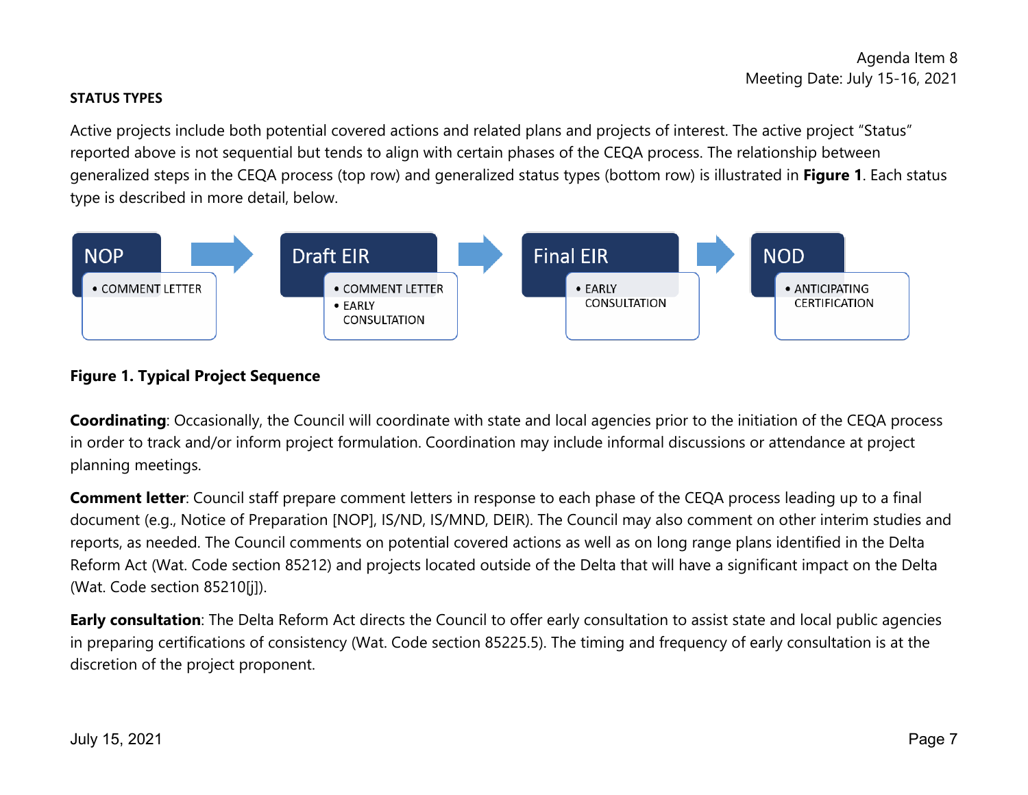**STATUS TYPES**

Active projects include both potential covered actions and related plans and projects of interest. The active project "Status" reported above is not sequential but tends to align with certain phases of the CEQA process. The relationship between generalized steps in the CEQA process (top row) and generalized status types (bottom row) is illustrated in **Figure 1**. Each status type is described in more detail, below.

| NOP | Draft EIR | Final EIR | NOD |
| --- | --- | --- | --- |
| • COMMENT LETTER | • COMMENT LETTER<br>• EARLY CONSULTATION | • EARLY CONSULTATION | • ANTICIPATING CERTIFICATION |

**Figure 1. Typical Project Sequence**

**Coordinating**: Occasionally, the Council will coordinate with state and local agencies prior to the initiation of the CEQA process in order to track and/or inform project formulation. Coordination may include informal discussions or attendance at project planning meetings.

**Comment letter**: Council staff prepare comment letters in response to each phase of the CEQA process leading up to a final document (e.g., Notice of Preparation [NOP], IS/ND, IS/MND, DEIR). The Council may also comment on other interim studies and reports, as needed. The Council comments on potential covered actions as well as on long range plans identified in the Delta Reform Act (Wat. Code section 85212) and projects located outside of the Delta that will have a significant impact on the Delta (Wat. Code section 85210[j]).

**Early consultation**: The Delta Reform Act directs the Council to offer early consultation to assist state and local public agencies in preparing certifications of consistency (Wat. Code section 85225.5). The timing and frequency of early consultation is at the discretion of the project proponent.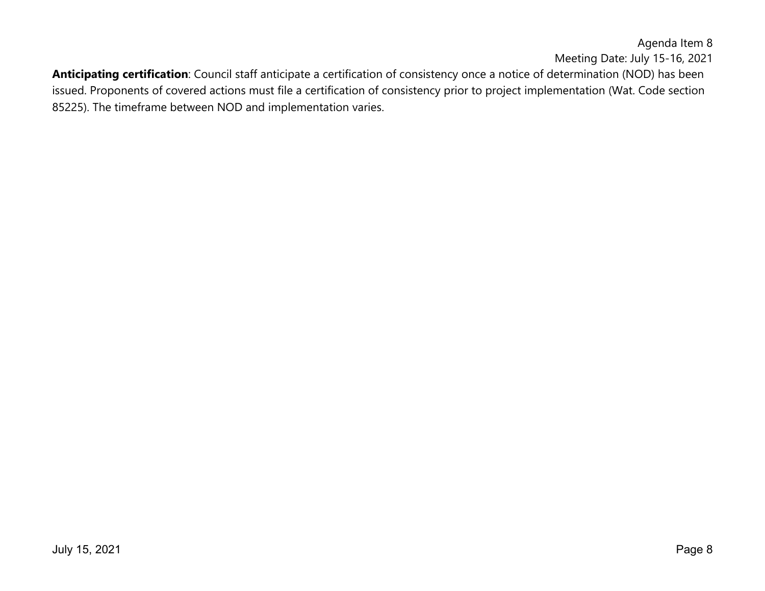**Anticipating certification**: Council staff anticipate a certification of consistency once a notice of determination (NOD) has been issued. Proponents of covered actions must file a certification of consistency prior to project implementation (Wat. Code section 85225). The timeframe between NOD and implementation varies.